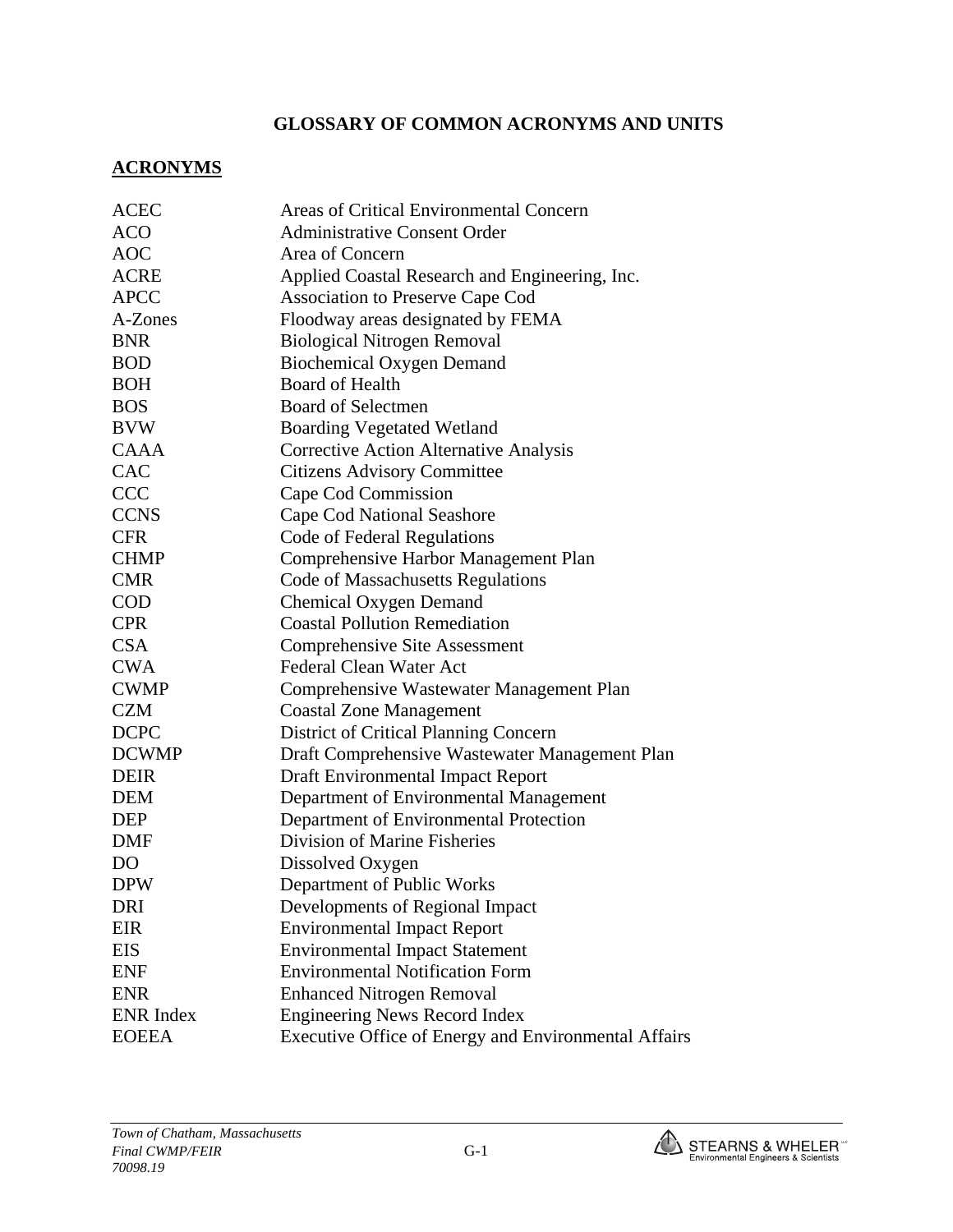# GLOSSARY OF COMMON ACRONYMS AND UNITS

## ACRONYMS

| | |
|---|---|
| ACEC | Areas of Critical Environmental Concern |
| ACO | Administrative Consent Order |
| AOC | Area of Concern |
| ACRE | Applied Coastal Research and Engineering, Inc. |
| APCC | Association to Preserve Cape Cod |
| A-Zones | Floodway areas designated by FEMA |
| BNR | Biological Nitrogen Removal |
| BOD | Biochemical Oxygen Demand |
| BOH | Board of Health |
| BOS | Board of Selectmen |
| BVW | Boarding Vegetated Wetland |
| CAAA | Corrective Action Alternative Analysis |
| CAC | Citizens Advisory Committee |
| CCC | Cape Cod Commission |
| CCNS | Cape Cod National Seashore |
| CFR | Code of Federal Regulations |
| CHMP | Comprehensive Harbor Management Plan |
| CMR | Code of Massachusetts Regulations |
| COD | Chemical Oxygen Demand |
| CPR | Coastal Pollution Remediation |
| CSA | Comprehensive Site Assessment |
| CWA | Federal Clean Water Act |
| CWMP | Comprehensive Wastewater Management Plan |
| CZM | Coastal Zone Management |
| DCPC | District of Critical Planning Concern |
| DCWMP | Draft Comprehensive Wastewater Management Plan |
| DEIR | Draft Environmental Impact Report |
| DEM | Department of Environmental Management |
| DEP | Department of Environmental Protection |
| DMF | Division of Marine Fisheries |
| DO | Dissolved Oxygen |
| DPW | Department of Public Works |
| DRI | Developments of Regional Impact |
| EIR | Environmental Impact Report |
| EIS | Environmental Impact Statement |
| ENF | Environmental Notification Form |
| ENR | Enhanced Nitrogen Removal |
| ENR Index | Engineering News Record Index |
| EOEEA | Executive Office of Energy and Environmental Affairs |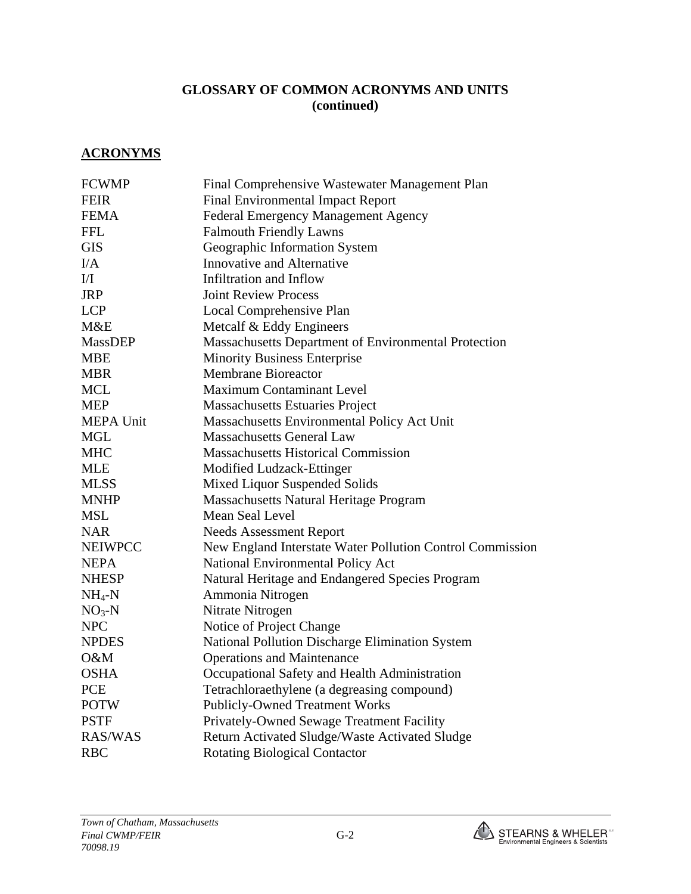## GLOSSARY OF COMMON ACRONYMS AND UNITS (continued)

### ACRONYMS

| | |
|---|---|
| FCWMP | Final Comprehensive Wastewater Management Plan |
| FEIR | Final Environmental Impact Report |
| FEMA | Federal Emergency Management Agency |
| FFL | Falmouth Friendly Lawns |
| GIS | Geographic Information System |
| I/A | Innovative and Alternative |
| I/I | Infiltration and Inflow |
| JRP | Joint Review Process |
| LCP | Local Comprehensive Plan |
| M&E | Metcalf & Eddy Engineers |
| MassDEP | Massachusetts Department of Environmental Protection |
| MBE | Minority Business Enterprise |
| MBR | Membrane Bioreactor |
| MCL | Maximum Contaminant Level |
| MEP | Massachusetts Estuaries Project |
| MEPA Unit | Massachusetts Environmental Policy Act Unit |
| MGL | Massachusetts General Law |
| MHC | Massachusetts Historical Commission |
| MLE | Modified Ludzack-Ettinger |
| MLSS | Mixed Liquor Suspended Solids |
| MNHP | Massachusetts Natural Heritage Program |
| MSL | Mean Seal Level |
| NAR | Needs Assessment Report |
| NEIWPCC | New England Interstate Water Pollution Control Commission |
| NEPA | National Environmental Policy Act |
| NHESP | Natural Heritage and Endangered Species Program |
| $NH_4$-N | Ammonia Nitrogen |
| $NO_3$-N | Nitrate Nitrogen |
| NPC | Notice of Project Change |
| NPDES | National Pollution Discharge Elimination System |
| O&M | Operations and Maintenance |
| OSHA | Occupational Safety and Health Administration |
| PCE | Tetrachloraethylene (a degreasing compound) |
| POTW | Publicly-Owned Treatment Works |
| PSTF | Privately-Owned Sewage Treatment Facility |
| RAS/WAS | Return Activated Sludge/Waste Activated Sludge |
| RBC | Rotating Biological Contactor |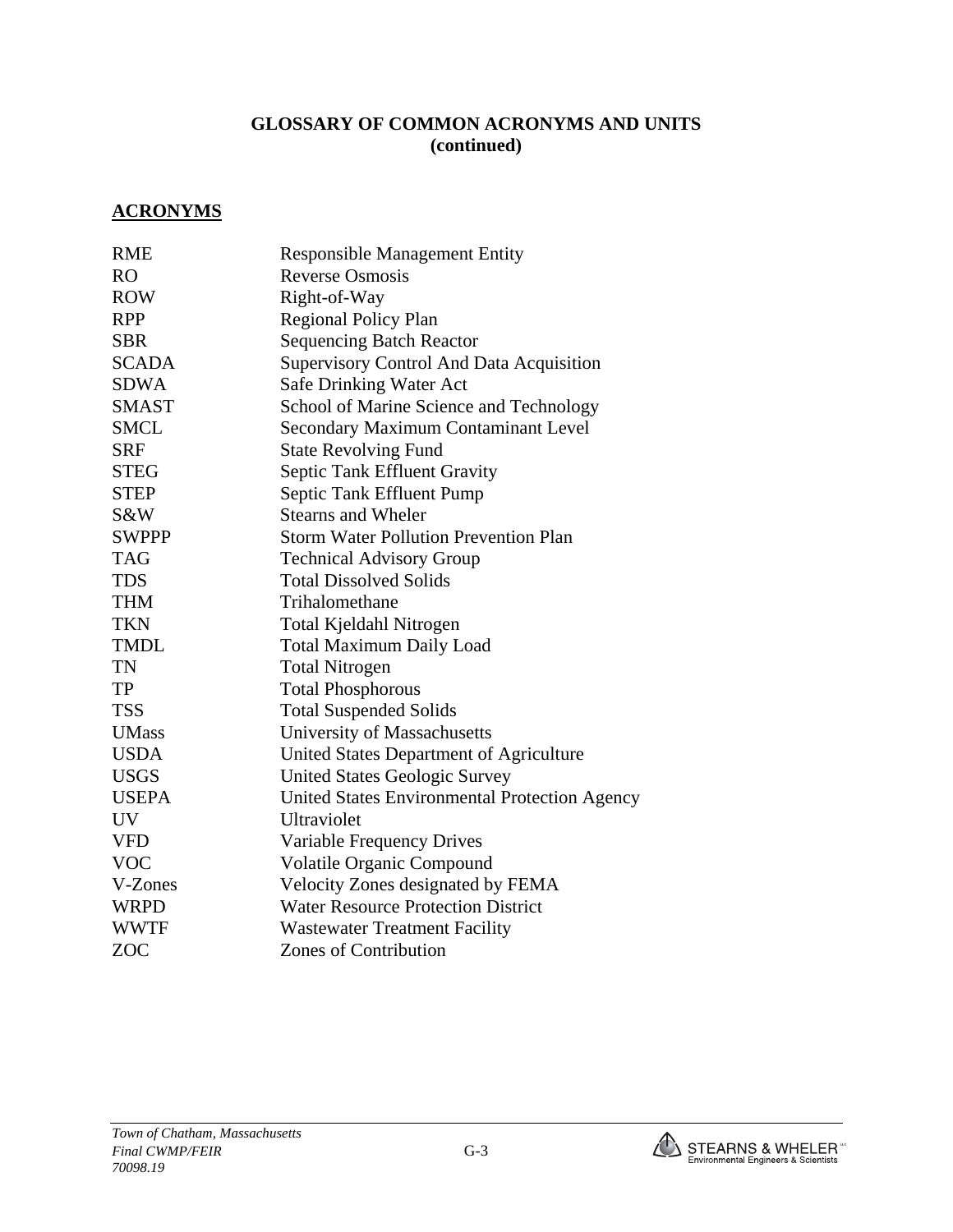## GLOSSARY OF COMMON ACRONYMS AND UNITS (continued)

### ACRONYMS

| | |
|---|---|
| RME | Responsible Management Entity |
| RO | Reverse Osmosis |
| ROW | Right-of-Way |
| RPP | Regional Policy Plan |
| SBR | Sequencing Batch Reactor |
| SCADA | Supervisory Control And Data Acquisition |
| SDWA | Safe Drinking Water Act |
| SMAST | School of Marine Science and Technology |
| SMCL | Secondary Maximum Contaminant Level |
| SRF | State Revolving Fund |
| STEG | Septic Tank Effluent Gravity |
| STEP | Septic Tank Effluent Pump |
| S&W | Stearns and Wheler |
| SWPPP | Storm Water Pollution Prevention Plan |
| TAG | Technical Advisory Group |
| TDS | Total Dissolved Solids |
| THM | Trihalomethane |
| TKN | Total Kjeldahl Nitrogen |
| TMDL | Total Maximum Daily Load |
| TN | Total Nitrogen |
| TP | Total Phosphorous |
| TSS | Total Suspended Solids |
| UMass | University of Massachusetts |
| USDA | United States Department of Agriculture |
| USGS | United States Geologic Survey |
| USEPA | United States Environmental Protection Agency |
| UV | Ultraviolet |
| VFD | Variable Frequency Drives |
| VOC | Volatile Organic Compound |
| V-Zones | Velocity Zones designated by FEMA |
| WRPD | Water Resource Protection District |
| WWTF | Wastewater Treatment Facility |
| ZOC | Zones of Contribution |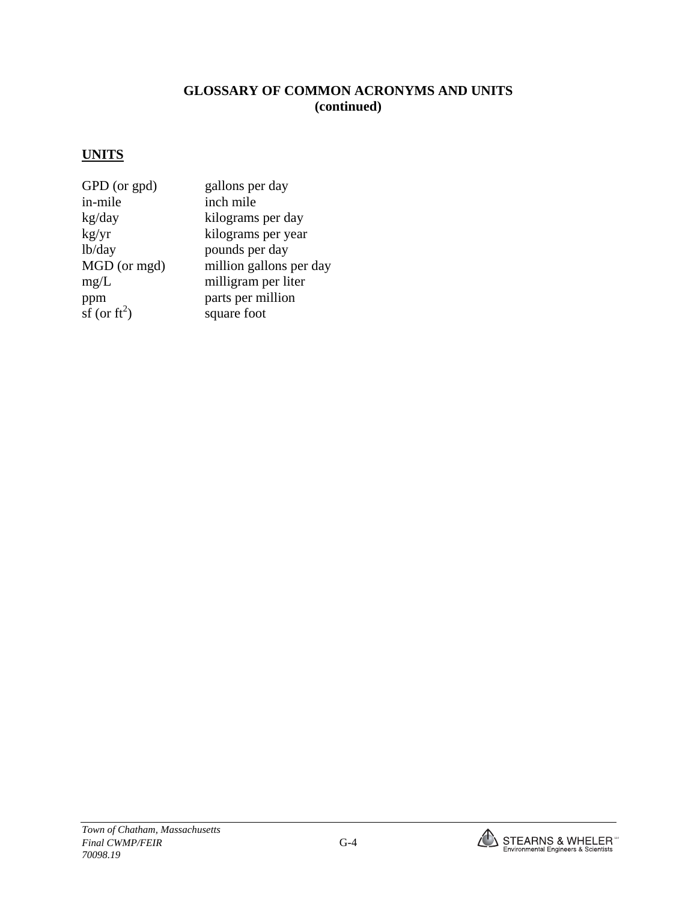## GLOSSARY OF COMMON ACRONYMS AND UNITS (continued)

### UNITS

| | |
|---|---|
| GPD (or gpd) | gallons per day |
| in-mile | inch mile |
| kg/day | kilograms per day |
| kg/yr | kilograms per year |
| lb/day | pounds per day |
| MGD (or mgd) | million gallons per day |
| mg/L | milligram per liter |
| ppm | parts per million |
| sf (or $ft^2$) | square foot |